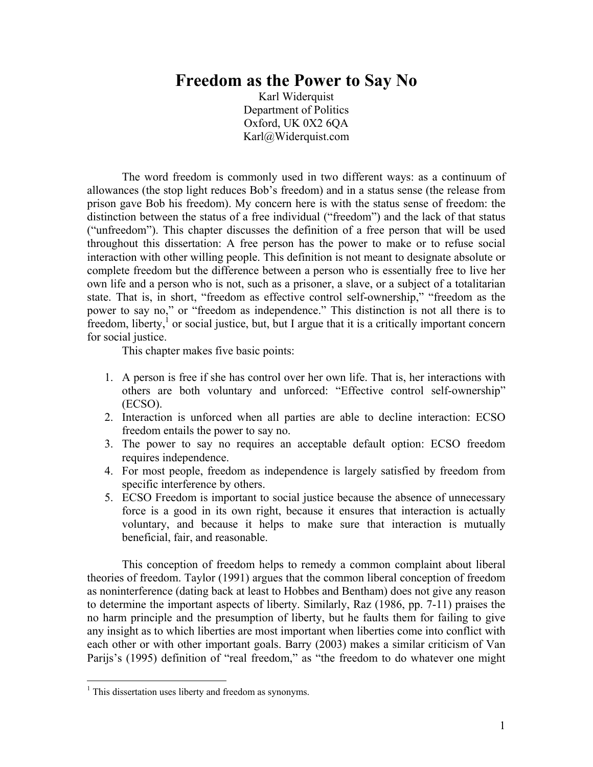# Freedom as the Power to Say No

Karl Widerquist
Department of Politics
Oxford, UK 0X2 6QA
Karl@Widerquist.com

The word freedom is commonly used in two different ways: as a continuum of allowances (the stop light reduces Bob's freedom) and in a status sense (the release from prison gave Bob his freedom). My concern here is with the status sense of freedom: the distinction between the status of a free individual ("freedom") and the lack of that status ("unfreedom"). This chapter discusses the definition of a free person that will be used throughout this dissertation: A free person has the power to make or to refuse social interaction with other willing people. This definition is not meant to designate absolute or complete freedom but the difference between a person who is essentially free to live her own life and a person who is not, such as a prisoner, a slave, or a subject of a totalitarian state. That is, in short, "freedom as effective control self-ownership," "freedom as the power to say no," or "freedom as independence." This distinction is not all there is to freedom, liberty,[1] or social justice, but, but I argue that it is a critically important concern for social justice.

This chapter makes five basic points:

1. A person is free if she has control over her own life. That is, her interactions with others are both voluntary and unforced: "Effective control self-ownership" (ECSO).
2. Interaction is unforced when all parties are able to decline interaction: ECSO freedom entails the power to say no.
3. The power to say no requires an acceptable default option: ECSO freedom requires independence.
4. For most people, freedom as independence is largely satisfied by freedom from specific interference by others.
5. ECSO Freedom is important to social justice because the absence of unnecessary force is a good in its own right, because it ensures that interaction is actually voluntary, and because it helps to make sure that interaction is mutually beneficial, fair, and reasonable.

This conception of freedom helps to remedy a common complaint about liberal theories of freedom. Taylor (1991) argues that the common liberal conception of freedom as noninterference (dating back at least to Hobbes and Bentham) does not give any reason to determine the important aspects of liberty. Similarly, Raz (1986, pp. 7-11) praises the no harm principle and the presumption of liberty, but he faults them for failing to give any insight as to which liberties are most important when liberties come into conflict with each other or with other important goals. Barry (2003) makes a similar criticism of Van Parijs's (1995) definition of "real freedom," as "the freedom to do whatever one might

[1] This dissertation uses liberty and freedom as synonyms.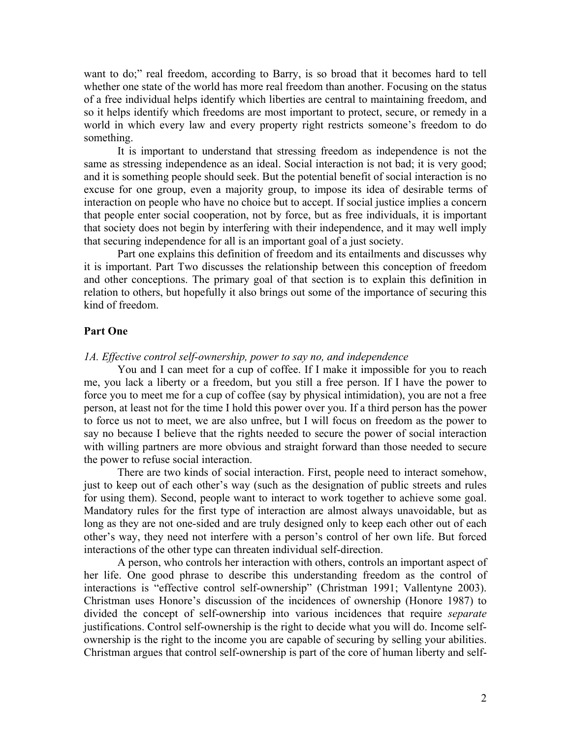want to do;" real freedom, according to Barry, is so broad that it becomes hard to tell whether one state of the world has more real freedom than another. Focusing on the status of a free individual helps identify which liberties are central to maintaining freedom, and so it helps identify which freedoms are most important to protect, secure, or remedy in a world in which every law and every property right restricts someone's freedom to do something.

It is important to understand that stressing freedom as independence is not the same as stressing independence as an ideal. Social interaction is not bad; it is very good; and it is something people should seek. But the potential benefit of social interaction is no excuse for one group, even a majority group, to impose its idea of desirable terms of interaction on people who have no choice but to accept. If social justice implies a concern that people enter social cooperation, not by force, but as free individuals, it is important that society does not begin by interfering with their independence, and it may well imply that securing independence for all is an important goal of a just society.

Part one explains this definition of freedom and its entailments and discusses why it is important. Part Two discusses the relationship between this conception of freedom and other conceptions. The primary goal of that section is to explain this definition in relation to others, but hopefully it also brings out some of the importance of securing this kind of freedom.

## Part One

### *1A. Effective control self-ownership, power to say no, and independence*

You and I can meet for a cup of coffee. If I make it impossible for you to reach me, you lack a liberty or a freedom, but you still a free person. If I have the power to force you to meet me for a cup of coffee (say by physical intimidation), you are not a free person, at least not for the time I hold this power over you. If a third person has the power to force us not to meet, we are also unfree, but I will focus on freedom as the power to say no because I believe that the rights needed to secure the power of social interaction with willing partners are more obvious and straight forward than those needed to secure the power to refuse social interaction.

There are two kinds of social interaction. First, people need to interact somehow, just to keep out of each other's way (such as the designation of public streets and rules for using them). Second, people want to interact to work together to achieve some goal. Mandatory rules for the first type of interaction are almost always unavoidable, but as long as they are not one-sided and are truly designed only to keep each other out of each other's way, they need not interfere with a person's control of her own life. But forced interactions of the other type can threaten individual self-direction.

A person, who controls her interaction with others, controls an important aspect of her life. One good phrase to describe this understanding freedom as the control of interactions is "effective control self-ownership" (Christman 1991; Vallentyne 2003). Christman uses Honore's discussion of the incidences of ownership (Honore 1987) to divided the concept of self-ownership into various incidences that require *separate* justifications. Control self-ownership is the right to decide what you will do. Income self-ownership is the right to the income you are capable of securing by selling your abilities. Christman argues that control self-ownership is part of the core of human liberty and self-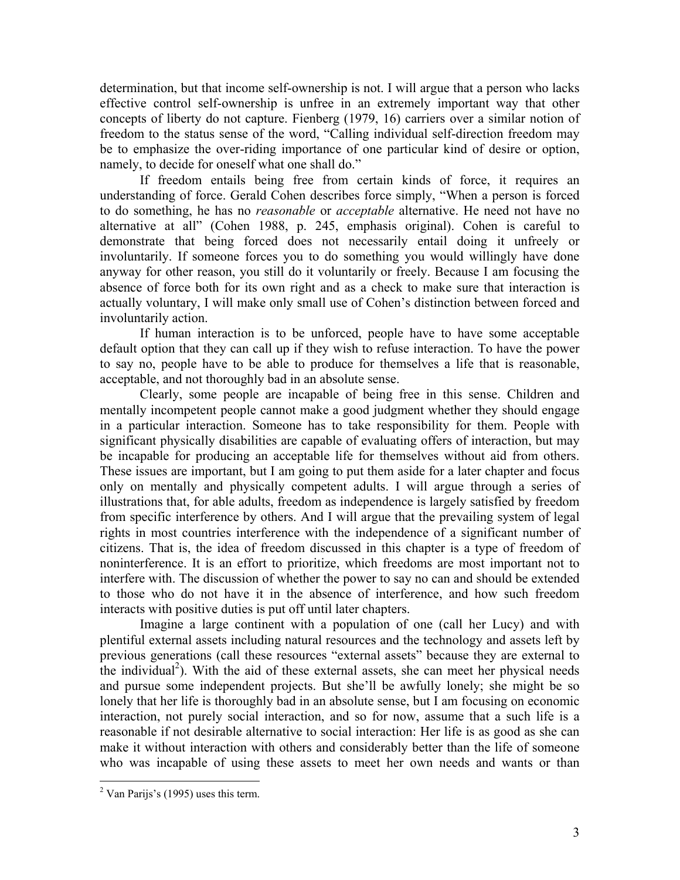determination, but that income self-ownership is not. I will argue that a person who lacks effective control self-ownership is unfree in an extremely important way that other concepts of liberty do not capture. Fienberg (1979, 16) carriers over a similar notion of freedom to the status sense of the word, "Calling individual self-direction freedom may be to emphasize the over-riding importance of one particular kind of desire or option, namely, to decide for oneself what one shall do."

If freedom entails being free from certain kinds of force, it requires an understanding of force. Gerald Cohen describes force simply, "When a person is forced to do something, he has no *reasonable* or *acceptable* alternative. He need not have no alternative at all" (Cohen 1988, p. 245, emphasis original). Cohen is careful to demonstrate that being forced does not necessarily entail doing it unfreely or involuntarily. If someone forces you to do something you would willingly have done anyway for other reason, you still do it voluntarily or freely. Because I am focusing the absence of force both for its own right and as a check to make sure that interaction is actually voluntary, I will make only small use of Cohen's distinction between forced and involuntarily action.

If human interaction is to be unforced, people have to have some acceptable default option that they can call up if they wish to refuse interaction. To have the power to say no, people have to be able to produce for themselves a life that is reasonable, acceptable, and not thoroughly bad in an absolute sense.

Clearly, some people are incapable of being free in this sense. Children and mentally incompetent people cannot make a good judgment whether they should engage in a particular interaction. Someone has to take responsibility for them. People with significant physically disabilities are capable of evaluating offers of interaction, but may be incapable for producing an acceptable life for themselves without aid from others. These issues are important, but I am going to put them aside for a later chapter and focus only on mentally and physically competent adults. I will argue through a series of illustrations that, for able adults, freedom as independence is largely satisfied by freedom from specific interference by others. And I will argue that the prevailing system of legal rights in most countries interference with the independence of a significant number of citizens. That is, the idea of freedom discussed in this chapter is a type of freedom of noninterference. It is an effort to prioritize, which freedoms are most important not to interfere with. The discussion of whether the power to say no can and should be extended to those who do not have it in the absence of interference, and how such freedom interacts with positive duties is put off until later chapters.

Imagine a large continent with a population of one (call her Lucy) and with plentiful external assets including natural resources and the technology and assets left by previous generations (call these resources "external assets" because they are external to the individual[2]). With the aid of these external assets, she can meet her physical needs and pursue some independent projects. But she'll be awfully lonely; she might be so lonely that her life is thoroughly bad in an absolute sense, but I am focusing on economic interaction, not purely social interaction, and so for now, assume that a such life is a reasonable if not desirable alternative to social interaction: Her life is as good as she can make it without interaction with others and considerably better than the life of someone who was incapable of using these assets to meet her own needs and wants or than

[2] Van Parijs's (1995) uses this term.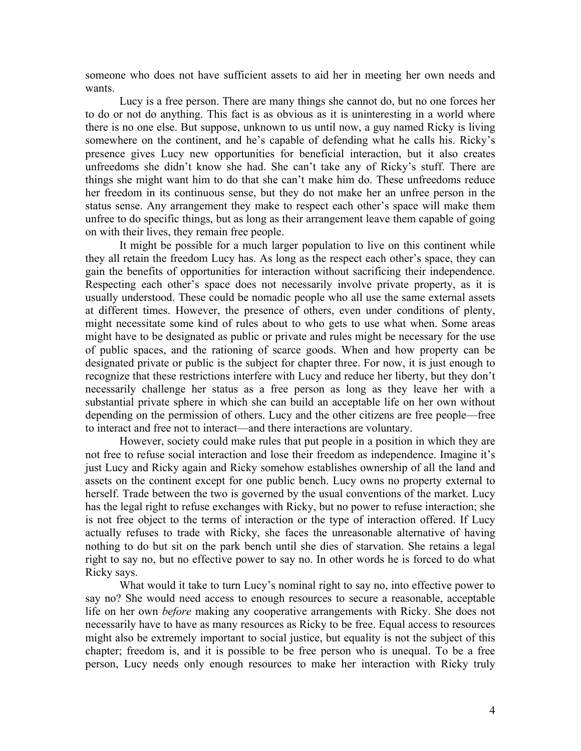someone who does not have sufficient assets to aid her in meeting her own needs and wants.

Lucy is a free person. There are many things she cannot do, but no one forces her to do or not do anything. This fact is as obvious as it is uninteresting in a world where there is no one else. But suppose, unknown to us until now, a guy named Ricky is living somewhere on the continent, and he's capable of defending what he calls his. Ricky's presence gives Lucy new opportunities for beneficial interaction, but it also creates unfreedoms she didn't know she had. She can't take any of Ricky's stuff. There are things she might want him to do that she can't make him do. These unfreedoms reduce her freedom in its continuous sense, but they do not make her an unfree person in the status sense. Any arrangement they make to respect each other's space will make them unfree to do specific things, but as long as their arrangement leave them capable of going on with their lives, they remain free people.

It might be possible for a much larger population to live on this continent while they all retain the freedom Lucy has. As long as the respect each other's space, they can gain the benefits of opportunities for interaction without sacrificing their independence. Respecting each other's space does not necessarily involve private property, as it is usually understood. These could be nomadic people who all use the same external assets at different times. However, the presence of others, even under conditions of plenty, might necessitate some kind of rules about to who gets to use what when. Some areas might have to be designated as public or private and rules might be necessary for the use of public spaces, and the rationing of scarce goods. When and how property can be designated private or public is the subject for chapter three. For now, it is just enough to recognize that these restrictions interfere with Lucy and reduce her liberty, but they don't necessarily challenge her status as a free person as long as they leave her with a substantial private sphere in which she can build an acceptable life on her own without depending on the permission of others. Lucy and the other citizens are free people—free to interact and free not to interact—and there interactions are voluntary.

However, society could make rules that put people in a position in which they are not free to refuse social interaction and lose their freedom as independence. Imagine it's just Lucy and Ricky again and Ricky somehow establishes ownership of all the land and assets on the continent except for one public bench. Lucy owns no property external to herself. Trade between the two is governed by the usual conventions of the market. Lucy has the legal right to refuse exchanges with Ricky, but no power to refuse interaction; she is not free object to the terms of interaction or the type of interaction offered. If Lucy actually refuses to trade with Ricky, she faces the unreasonable alternative of having nothing to do but sit on the park bench until she dies of starvation. She retains a legal right to say no, but no effective power to say no. In other words he is forced to do what Ricky says.

What would it take to turn Lucy's nominal right to say no, into effective power to say no? She would need access to enough resources to secure a reasonable, acceptable life on her own *before* making any cooperative arrangements with Ricky. She does not necessarily have to have as many resources as Ricky to be free. Equal access to resources might also be extremely important to social justice, but equality is not the subject of this chapter; freedom is, and it is possible to be free person who is unequal. To be a free person, Lucy needs only enough resources to make her interaction with Ricky truly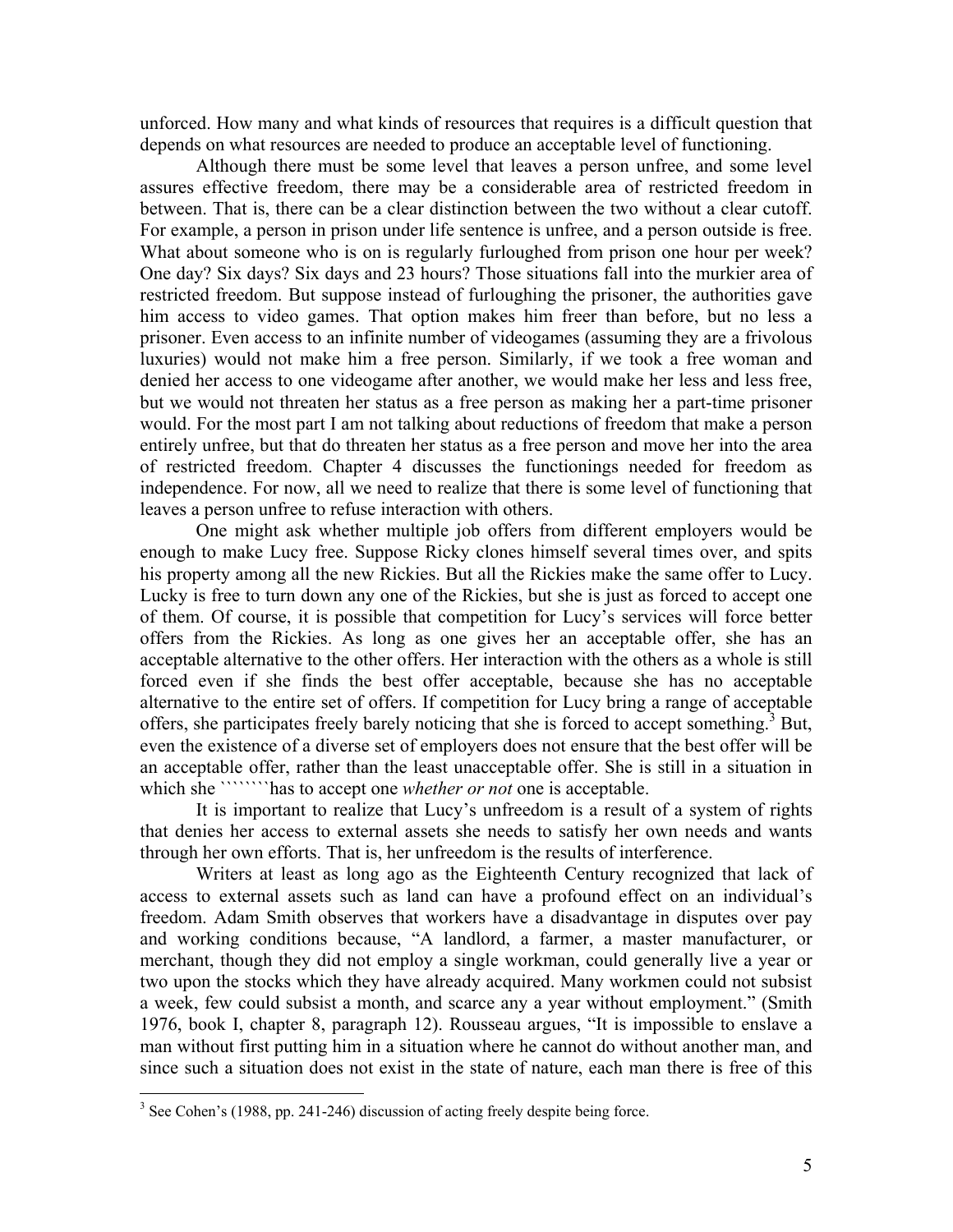unforced. How many and what kinds of resources that requires is a difficult question that depends on what resources are needed to produce an acceptable level of functioning.

Although there must be some level that leaves a person unfree, and some level assures effective freedom, there may be a considerable area of restricted freedom in between. That is, there can be a clear distinction between the two without a clear cutoff. For example, a person in prison under life sentence is unfree, and a person outside is free. What about someone who is on is regularly furloughed from prison one hour per week? One day? Six days? Six days and 23 hours? Those situations fall into the murkier area of restricted freedom. But suppose instead of furloughing the prisoner, the authorities gave him access to video games. That option makes him freer than before, but no less a prisoner. Even access to an infinite number of videogames (assuming they are a frivolous luxuries) would not make him a free person. Similarly, if we took a free woman and denied her access to one videogame after another, we would make her less and less free, but we would not threaten her status as a free person as making her a part-time prisoner would. For the most part I am not talking about reductions of freedom that make a person entirely unfree, but that do threaten her status as a free person and move her into the area of restricted freedom. Chapter 4 discusses the functionings needed for freedom as independence. For now, all we need to realize that there is some level of functioning that leaves a person unfree to refuse interaction with others.

One might ask whether multiple job offers from different employers would be enough to make Lucy free. Suppose Ricky clones himself several times over, and spits his property among all the new Rickies. But all the Rickies make the same offer to Lucy. Lucky is free to turn down any one of the Rickies, but she is just as forced to accept one of them. Of course, it is possible that competition for Lucy's services will force better offers from the Rickies. As long as one gives her an acceptable offer, she has an acceptable alternative to the other offers. Her interaction with the others as a whole is still forced even if she finds the best offer acceptable, because she has no acceptable alternative to the entire set of offers. If competition for Lucy bring a range of acceptable offers, she participates freely barely noticing that she is forced to accept something.[3] But, even the existence of a diverse set of employers does not ensure that the best offer will be an acceptable offer, rather than the least unacceptable offer. She is still in a situation in which she ```````has to accept one *whether or not* one is acceptable.

It is important to realize that Lucy's unfreedom is a result of a system of rights that denies her access to external assets she needs to satisfy her own needs and wants through her own efforts. That is, her unfreedom is the results of interference.

Writers at least as long ago as the Eighteenth Century recognized that lack of access to external assets such as land can have a profound effect on an individual's freedom. Adam Smith observes that workers have a disadvantage in disputes over pay and working conditions because, "A landlord, a farmer, a master manufacturer, or merchant, though they did not employ a single workman, could generally live a year or two upon the stocks which they have already acquired. Many workmen could not subsist a week, few could subsist a month, and scarce any a year without employment." (Smith 1976, book I, chapter 8, paragraph 12). Rousseau argues, "It is impossible to enslave a man without first putting him in a situation where he cannot do without another man, and since such a situation does not exist in the state of nature, each man there is free of this

[3] See Cohen's (1988, pp. 241-246) discussion of acting freely despite being force.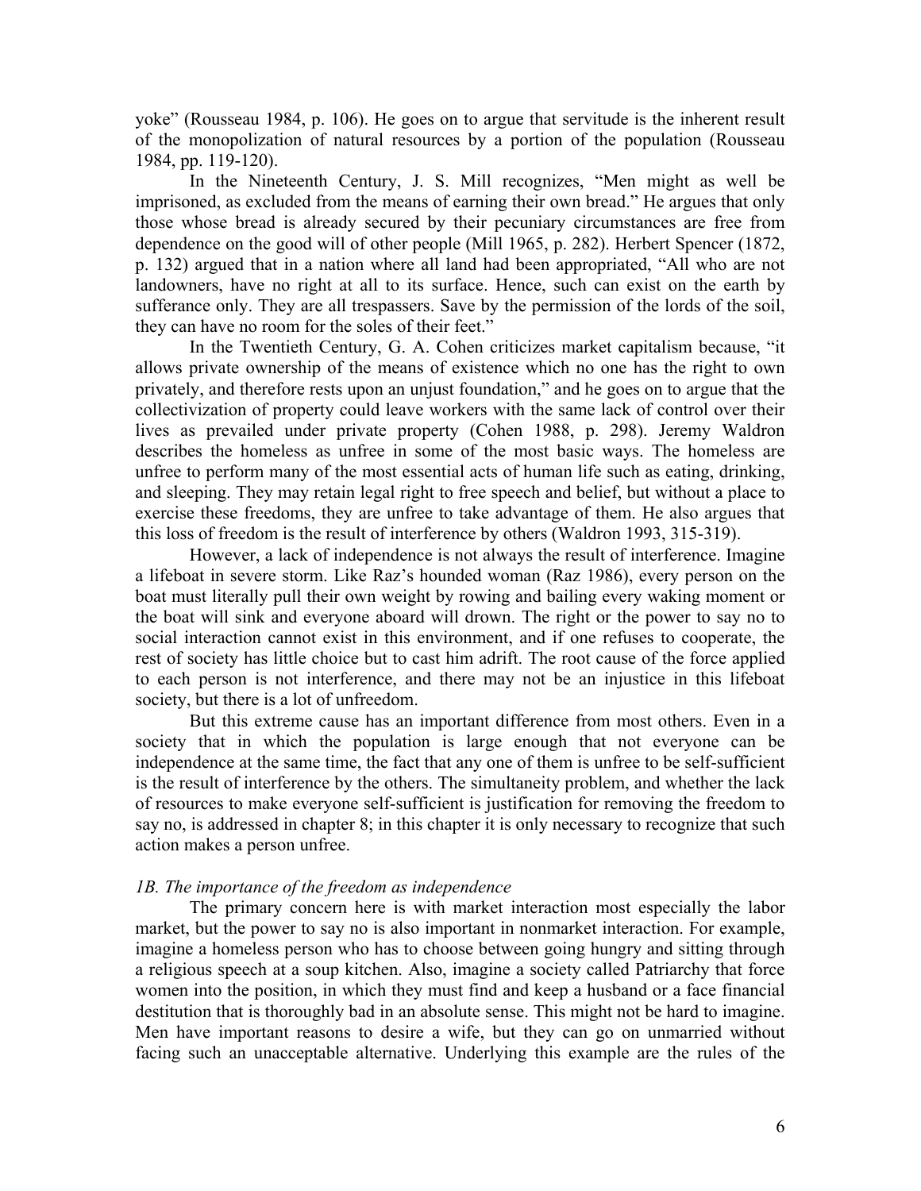yoke" (Rousseau 1984, p. 106). He goes on to argue that servitude is the inherent result of the monopolization of natural resources by a portion of the population (Rousseau 1984, pp. 119-120).

In the Nineteenth Century, J. S. Mill recognizes, "Men might as well be imprisoned, as excluded from the means of earning their own bread." He argues that only those whose bread is already secured by their pecuniary circumstances are free from dependence on the good will of other people (Mill 1965, p. 282). Herbert Spencer (1872, p. 132) argued that in a nation where all land had been appropriated, "All who are not landowners, have no right at all to its surface. Hence, such can exist on the earth by sufferance only. They are all trespassers. Save by the permission of the lords of the soil, they can have no room for the soles of their feet."

In the Twentieth Century, G. A. Cohen criticizes market capitalism because, "it allows private ownership of the means of existence which no one has the right to own privately, and therefore rests upon an unjust foundation," and he goes on to argue that the collectivization of property could leave workers with the same lack of control over their lives as prevailed under private property (Cohen 1988, p. 298). Jeremy Waldron describes the homeless as unfree in some of the most basic ways. The homeless are unfree to perform many of the most essential acts of human life such as eating, drinking, and sleeping. They may retain legal right to free speech and belief, but without a place to exercise these freedoms, they are unfree to take advantage of them. He also argues that this loss of freedom is the result of interference by others (Waldron 1993, 315-319).

However, a lack of independence is not always the result of interference. Imagine a lifeboat in severe storm. Like Raz's hounded woman (Raz 1986), every person on the boat must literally pull their own weight by rowing and bailing every waking moment or the boat will sink and everyone aboard will drown. The right or the power to say no to social interaction cannot exist in this environment, and if one refuses to cooperate, the rest of society has little choice but to cast him adrift. The root cause of the force applied to each person is not interference, and there may not be an injustice in this lifeboat society, but there is a lot of unfreedom.

But this extreme cause has an important difference from most others. Even in a society that in which the population is large enough that not everyone can be independence at the same time, the fact that any one of them is unfree to be self-sufficient is the result of interference by the others. The simultaneity problem, and whether the lack of resources to make everyone self-sufficient is justification for removing the freedom to say no, is addressed in chapter 8; in this chapter it is only necessary to recognize that such action makes a person unfree.

### *1B. The importance of the freedom as independence*

The primary concern here is with market interaction most especially the labor market, but the power to say no is also important in nonmarket interaction. For example, imagine a homeless person who has to choose between going hungry and sitting through a religious speech at a soup kitchen. Also, imagine a society called Patriarchy that force women into the position, in which they must find and keep a husband or a face financial destitution that is thoroughly bad in an absolute sense. This might not be hard to imagine. Men have important reasons to desire a wife, but they can go on unmarried without facing such an unacceptable alternative. Underlying this example are the rules of the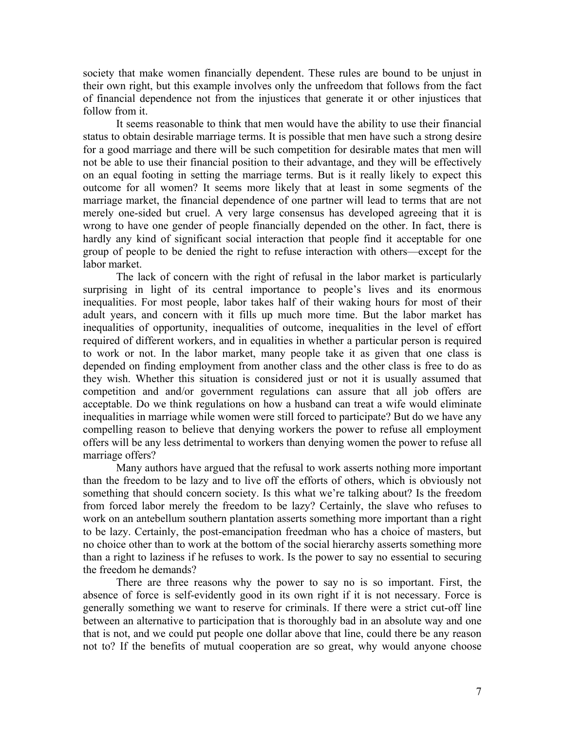society that make women financially dependent. These rules are bound to be unjust in their own right, but this example involves only the unfreedom that follows from the fact of financial dependence not from the injustices that generate it or other injustices that follow from it.

It seems reasonable to think that men would have the ability to use their financial status to obtain desirable marriage terms. It is possible that men have such a strong desire for a good marriage and there will be such competition for desirable mates that men will not be able to use their financial position to their advantage, and they will be effectively on an equal footing in setting the marriage terms. But is it really likely to expect this outcome for all women? It seems more likely that at least in some segments of the marriage market, the financial dependence of one partner will lead to terms that are not merely one-sided but cruel. A very large consensus has developed agreeing that it is wrong to have one gender of people financially depended on the other. In fact, there is hardly any kind of significant social interaction that people find it acceptable for one group of people to be denied the right to refuse interaction with others—except for the labor market.

The lack of concern with the right of refusal in the labor market is particularly surprising in light of its central importance to people's lives and its enormous inequalities. For most people, labor takes half of their waking hours for most of their adult years, and concern with it fills up much more time. But the labor market has inequalities of opportunity, inequalities of outcome, inequalities in the level of effort required of different workers, and in equalities in whether a particular person is required to work or not. In the labor market, many people take it as given that one class is depended on finding employment from another class and the other class is free to do as they wish. Whether this situation is considered just or not it is usually assumed that competition and and/or government regulations can assure that all job offers are acceptable. Do we think regulations on how a husband can treat a wife would eliminate inequalities in marriage while women were still forced to participate? But do we have any compelling reason to believe that denying workers the power to refuse all employment offers will be any less detrimental to workers than denying women the power to refuse all marriage offers?

Many authors have argued that the refusal to work asserts nothing more important than the freedom to be lazy and to live off the efforts of others, which is obviously not something that should concern society. Is this what we're talking about? Is the freedom from forced labor merely the freedom to be lazy? Certainly, the slave who refuses to work on an antebellum southern plantation asserts something more important than a right to be lazy. Certainly, the post-emancipation freedman who has a choice of masters, but no choice other than to work at the bottom of the social hierarchy asserts something more than a right to laziness if he refuses to work. Is the power to say no essential to securing the freedom he demands?

There are three reasons why the power to say no is so important. First, the absence of force is self-evidently good in its own right if it is not necessary. Force is generally something we want to reserve for criminals. If there were a strict cut-off line between an alternative to participation that is thoroughly bad in an absolute way and one that is not, and we could put people one dollar above that line, could there be any reason not to? If the benefits of mutual cooperation are so great, why would anyone choose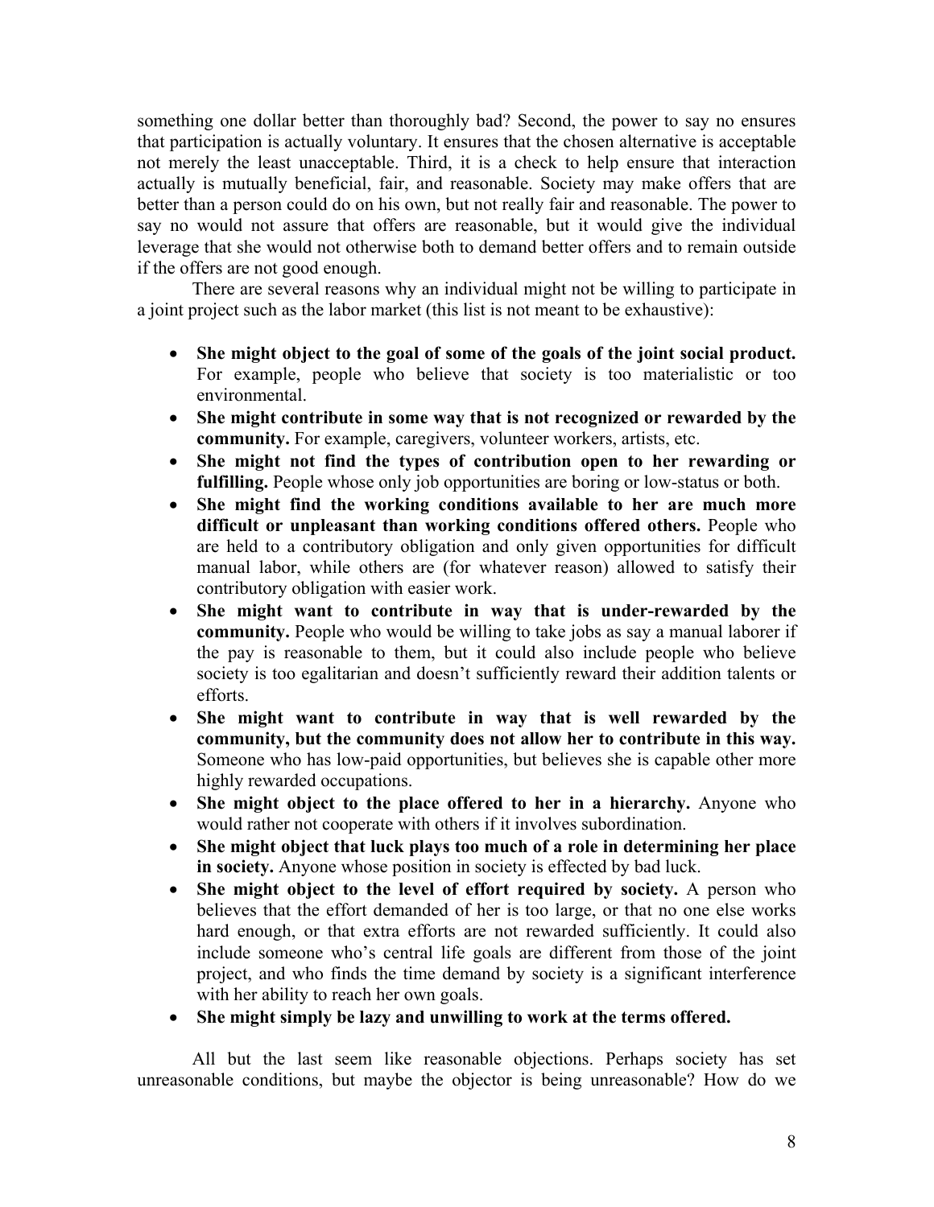something one dollar better than thoroughly bad? Second, the power to say no ensures that participation is actually voluntary. It ensures that the chosen alternative is acceptable not merely the least unacceptable. Third, it is a check to help ensure that interaction actually is mutually beneficial, fair, and reasonable. Society may make offers that are better than a person could do on his own, but not really fair and reasonable. The power to say no would not assure that offers are reasonable, but it would give the individual leverage that she would not otherwise both to demand better offers and to remain outside if the offers are not good enough.

There are several reasons why an individual might not be willing to participate in a joint project such as the labor market (this list is not meant to be exhaustive):

- **She might object to the goal of some of the goals of the joint social product.** For example, people who believe that society is too materialistic or too environmental.
- **She might contribute in some way that is not recognized or rewarded by the community.** For example, caregivers, volunteer workers, artists, etc.
- **She might not find the types of contribution open to her rewarding or fulfilling.** People whose only job opportunities are boring or low-status or both.
- **She might find the working conditions available to her are much more difficult or unpleasant than working conditions offered others.** People who are held to a contributory obligation and only given opportunities for difficult manual labor, while others are (for whatever reason) allowed to satisfy their contributory obligation with easier work.
- **She might want to contribute in way that is under-rewarded by the community.** People who would be willing to take jobs as say a manual laborer if the pay is reasonable to them, but it could also include people who believe society is too egalitarian and doesn't sufficiently reward their addition talents or efforts.
- **She might want to contribute in way that is well rewarded by the community, but the community does not allow her to contribute in this way.** Someone who has low-paid opportunities, but believes she is capable other more highly rewarded occupations.
- **She might object to the place offered to her in a hierarchy.** Anyone who would rather not cooperate with others if it involves subordination.
- **She might object that luck plays too much of a role in determining her place in society.** Anyone whose position in society is effected by bad luck.
- **She might object to the level of effort required by society.** A person who believes that the effort demanded of her is too large, or that no one else works hard enough, or that extra efforts are not rewarded sufficiently. It could also include someone who's central life goals are different from those of the joint project, and who finds the time demand by society is a significant interference with her ability to reach her own goals.
- **She might simply be lazy and unwilling to work at the terms offered.**

All but the last seem like reasonable objections. Perhaps society has set unreasonable conditions, but maybe the objector is being unreasonable? How do we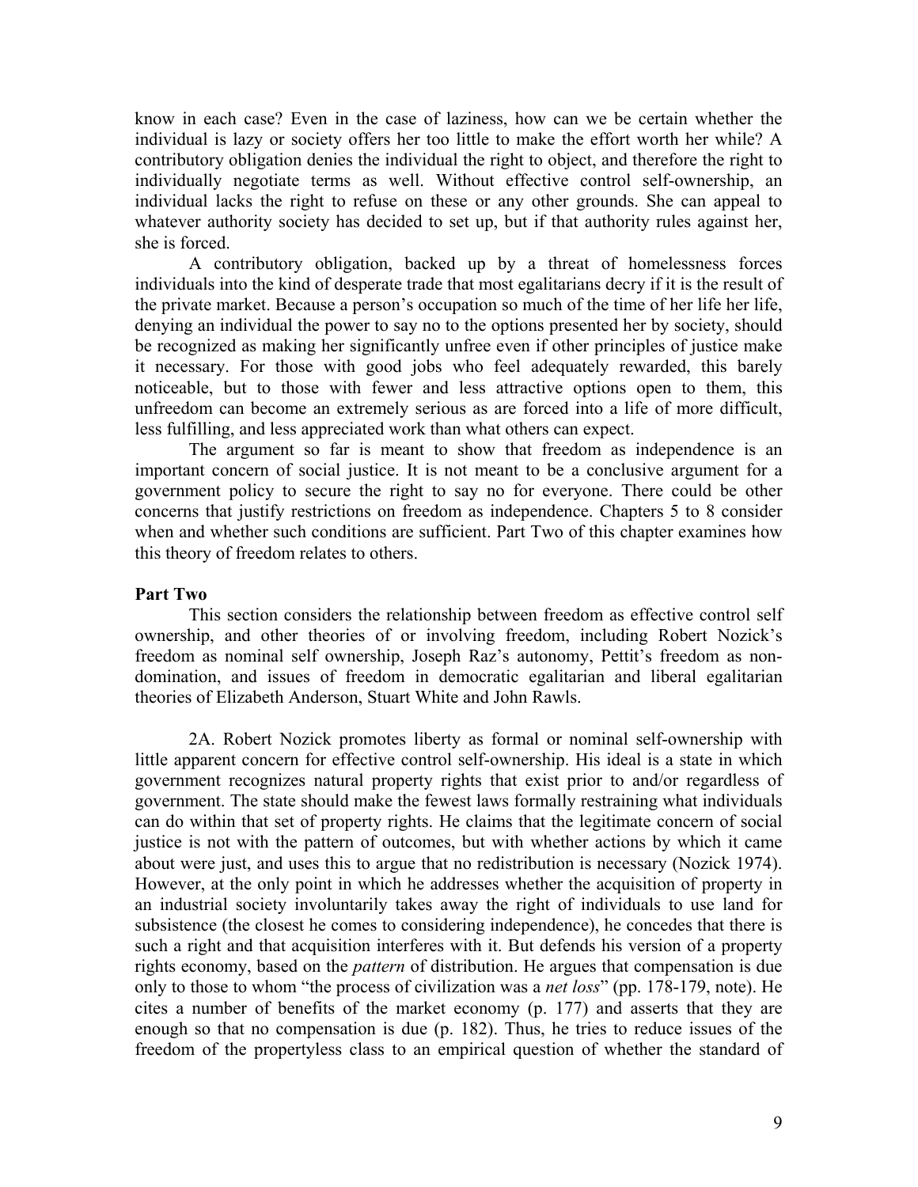know in each case? Even in the case of laziness, how can we be certain whether the individual is lazy or society offers her too little to make the effort worth her while? A contributory obligation denies the individual the right to object, and therefore the right to individually negotiate terms as well. Without effective control self-ownership, an individual lacks the right to refuse on these or any other grounds. She can appeal to whatever authority society has decided to set up, but if that authority rules against her, she is forced.

A contributory obligation, backed up by a threat of homelessness forces individuals into the kind of desperate trade that most egalitarians decry if it is the result of the private market. Because a person's occupation so much of the time of her life her life, denying an individual the power to say no to the options presented her by society, should be recognized as making her significantly unfree even if other principles of justice make it necessary. For those with good jobs who feel adequately rewarded, this barely noticeable, but to those with fewer and less attractive options open to them, this unfreedom can become an extremely serious as are forced into a life of more difficult, less fulfilling, and less appreciated work than what others can expect.

The argument so far is meant to show that freedom as independence is an important concern of social justice. It is not meant to be a conclusive argument for a government policy to secure the right to say no for everyone. There could be other concerns that justify restrictions on freedom as independence. Chapters 5 to 8 consider when and whether such conditions are sufficient. Part Two of this chapter examines how this theory of freedom relates to others.

**Part Two**

This section considers the relationship between freedom as effective control self ownership, and other theories of or involving freedom, including Robert Nozick's freedom as nominal self ownership, Joseph Raz's autonomy, Pettit's freedom as non-domination, and issues of freedom in democratic egalitarian and liberal egalitarian theories of Elizabeth Anderson, Stuart White and John Rawls.

2A. Robert Nozick promotes liberty as formal or nominal self-ownership with little apparent concern for effective control self-ownership. His ideal is a state in which government recognizes natural property rights that exist prior to and/or regardless of government. The state should make the fewest laws formally restraining what individuals can do within that set of property rights. He claims that the legitimate concern of social justice is not with the pattern of outcomes, but with whether actions by which it came about were just, and uses this to argue that no redistribution is necessary (Nozick 1974). However, at the only point in which he addresses whether the acquisition of property in an industrial society involuntarily takes away the right of individuals to use land for subsistence (the closest he comes to considering independence), he concedes that there is such a right and that acquisition interferes with it. But defends his version of a property rights economy, based on the *pattern* of distribution. He argues that compensation is due only to those to whom "the process of civilization was a *net loss*" (pp. 178-179, note). He cites a number of benefits of the market economy (p. 177) and asserts that they are enough so that no compensation is due (p. 182). Thus, he tries to reduce issues of the freedom of the propertyless class to an empirical question of whether the standard of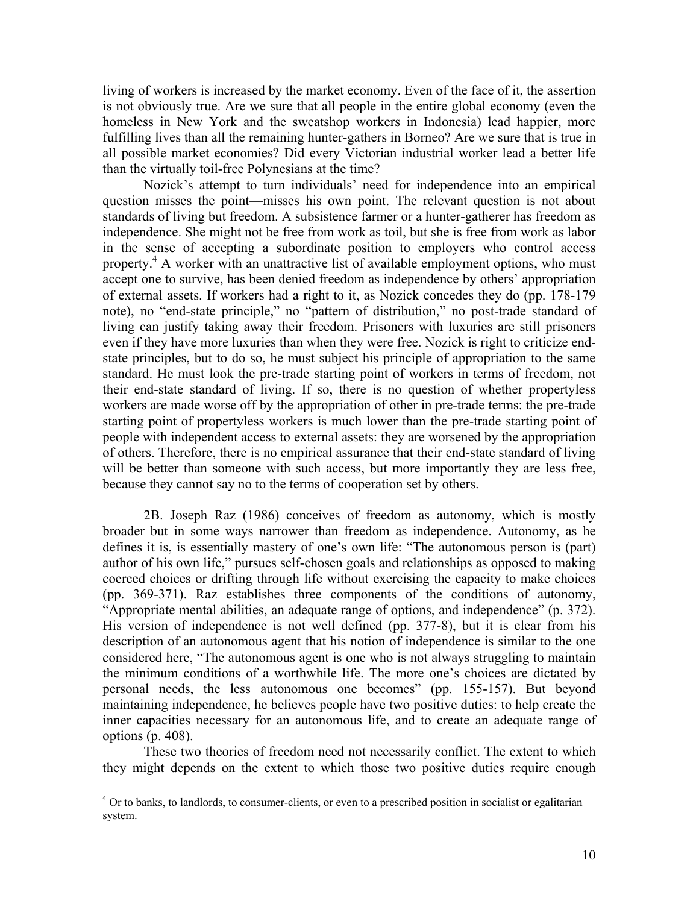living of workers is increased by the market economy. Even of the face of it, the assertion is not obviously true. Are we sure that all people in the entire global economy (even the homeless in New York and the sweatshop workers in Indonesia) lead happier, more fulfilling lives than all the remaining hunter-gathers in Borneo? Are we sure that is true in all possible market economies? Did every Victorian industrial worker lead a better life than the virtually toil-free Polynesians at the time?

Nozick's attempt to turn individuals' need for independence into an empirical question misses the point—misses his own point. The relevant question is not about standards of living but freedom. A subsistence farmer or a hunter-gatherer has freedom as independence. She might not be free from work as toil, but she is free from work as labor in the sense of accepting a subordinate position to employers who control access property.[4] A worker with an unattractive list of available employment options, who must accept one to survive, has been denied freedom as independence by others' appropriation of external assets. If workers had a right to it, as Nozick concedes they do (pp. 178-179 note), no "end-state principle," no "pattern of distribution," no post-trade standard of living can justify taking away their freedom. Prisoners with luxuries are still prisoners even if they have more luxuries than when they were free. Nozick is right to criticize end-state principles, but to do so, he must subject his principle of appropriation to the same standard. He must look the pre-trade starting point of workers in terms of freedom, not their end-state standard of living. If so, there is no question of whether propertyless workers are made worse off by the appropriation of other in pre-trade terms: the pre-trade starting point of propertyless workers is much lower than the pre-trade starting point of people with independent access to external assets: they are worsened by the appropriation of others. Therefore, there is no empirical assurance that their end-state standard of living will be better than someone with such access, but more importantly they are less free, because they cannot say no to the terms of cooperation set by others.

2B. Joseph Raz (1986) conceives of freedom as autonomy, which is mostly broader but in some ways narrower than freedom as independence. Autonomy, as he defines it is, is essentially mastery of one's own life: "The autonomous person is (part) author of his own life," pursues self-chosen goals and relationships as opposed to making coerced choices or drifting through life without exercising the capacity to make choices (pp. 369-371). Raz establishes three components of the conditions of autonomy, "Appropriate mental abilities, an adequate range of options, and independence" (p. 372). His version of independence is not well defined (pp. 377-8), but it is clear from his description of an autonomous agent that his notion of independence is similar to the one considered here, "The autonomous agent is one who is not always struggling to maintain the minimum conditions of a worthwhile life. The more one's choices are dictated by personal needs, the less autonomous one becomes" (pp. 155-157). But beyond maintaining independence, he believes people have two positive duties: to help create the inner capacities necessary for an autonomous life, and to create an adequate range of options (p. 408).

These two theories of freedom need not necessarily conflict. The extent to which they might depends on the extent to which those two positive duties require enough

---

[4] Or to banks, to landlords, to consumer-clients, or even to a prescribed position in socialist or egalitarian system.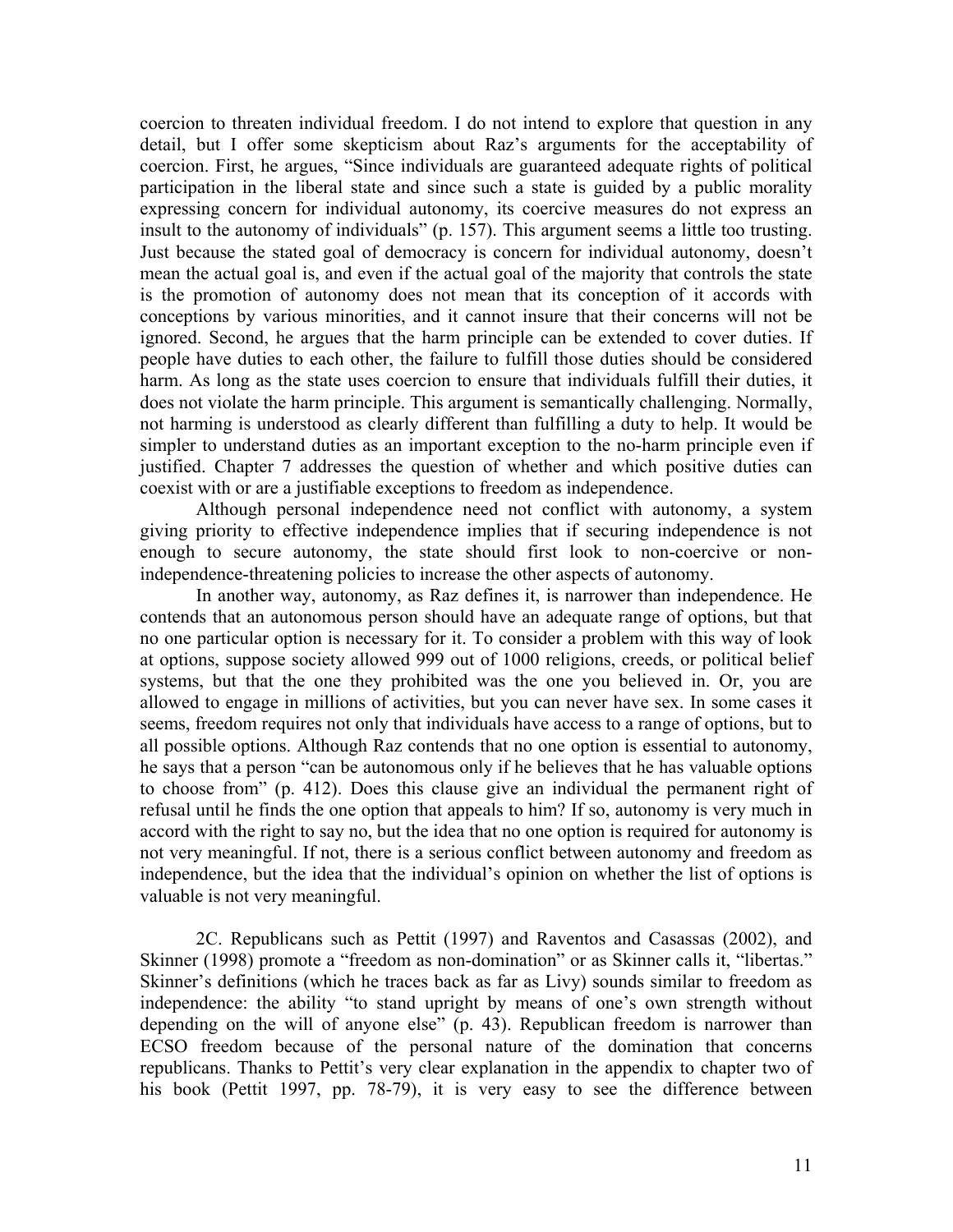coercion to threaten individual freedom. I do not intend to explore that question in any detail, but I offer some skepticism about Raz's arguments for the acceptability of coercion. First, he argues, "Since individuals are guaranteed adequate rights of political participation in the liberal state and since such a state is guided by a public morality expressing concern for individual autonomy, its coercive measures do not express an insult to the autonomy of individuals" (p. 157). This argument seems a little too trusting. Just because the stated goal of democracy is concern for individual autonomy, doesn't mean the actual goal is, and even if the actual goal of the majority that controls the state is the promotion of autonomy does not mean that its conception of it accords with conceptions by various minorities, and it cannot insure that their concerns will not be ignored. Second, he argues that the harm principle can be extended to cover duties. If people have duties to each other, the failure to fulfill those duties should be considered harm. As long as the state uses coercion to ensure that individuals fulfill their duties, it does not violate the harm principle. This argument is semantically challenging. Normally, not harming is understood as clearly different than fulfilling a duty to help. It would be simpler to understand duties as an important exception to the no-harm principle even if justified. Chapter 7 addresses the question of whether and which positive duties can coexist with or are a justifiable exceptions to freedom as independence.

Although personal independence need not conflict with autonomy, a system giving priority to effective independence implies that if securing independence is not enough to secure autonomy, the state should first look to non-coercive or non-independence-threatening policies to increase the other aspects of autonomy.

In another way, autonomy, as Raz defines it, is narrower than independence. He contends that an autonomous person should have an adequate range of options, but that no one particular option is necessary for it. To consider a problem with this way of look at options, suppose society allowed 999 out of 1000 religions, creeds, or political belief systems, but that the one they prohibited was the one you believed in. Or, you are allowed to engage in millions of activities, but you can never have sex. In some cases it seems, freedom requires not only that individuals have access to a range of options, but to all possible options. Although Raz contends that no one option is essential to autonomy, he says that a person "can be autonomous only if he believes that he has valuable options to choose from" (p. 412). Does this clause give an individual the permanent right of refusal until he finds the one option that appeals to him? If so, autonomy is very much in accord with the right to say no, but the idea that no one option is required for autonomy is not very meaningful. If not, there is a serious conflict between autonomy and freedom as independence, but the idea that the individual's opinion on whether the list of options is valuable is not very meaningful.

2C. Republicans such as Pettit (1997) and Raventos and Casassas (2002), and Skinner (1998) promote a "freedom as non-domination" or as Skinner calls it, "libertas." Skinner's definitions (which he traces back as far as Livy) sounds similar to freedom as independence: the ability "to stand upright by means of one's own strength without depending on the will of anyone else" (p. 43). Republican freedom is narrower than ECSO freedom because of the personal nature of the domination that concerns republicans. Thanks to Pettit's very clear explanation in the appendix to chapter two of his book (Pettit 1997, pp. 78-79), it is very easy to see the difference between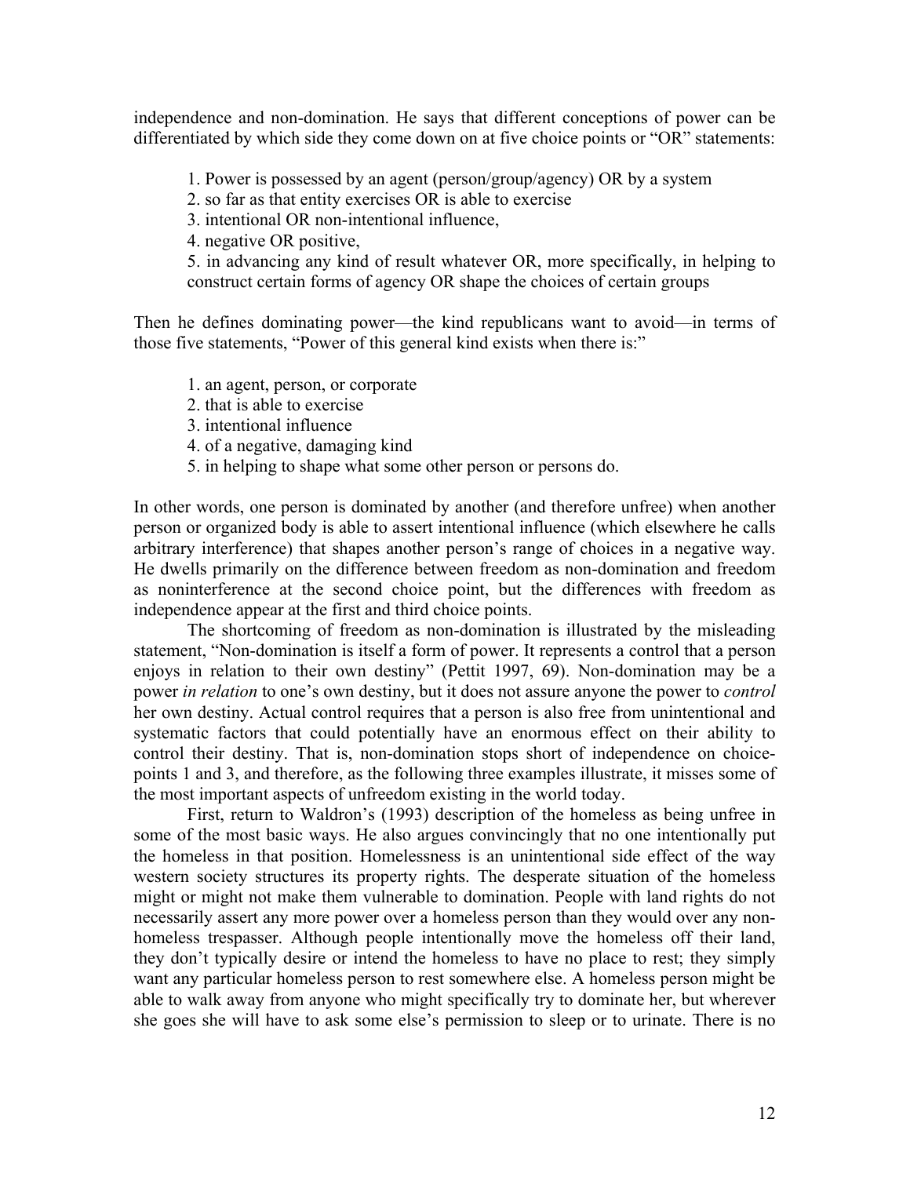independence and non-domination. He says that different conceptions of power can be differentiated by which side they come down on at five choice points or "OR" statements:

> 1. Power is possessed by an agent (person/group/agency) OR by a system
> 2. so far as that entity exercises OR is able to exercise
> 3. intentional OR non-intentional influence,
> 4. negative OR positive,
> 5. in advancing any kind of result whatever OR, more specifically, in helping to construct certain forms of agency OR shape the choices of certain groups

Then he defines dominating power—the kind republicans want to avoid—in terms of those five statements, "Power of this general kind exists when there is:"

> 1. an agent, person, or corporate
> 2. that is able to exercise
> 3. intentional influence
> 4. of a negative, damaging kind
> 5. in helping to shape what some other person or persons do.

In other words, one person is dominated by another (and therefore unfree) when another person or organized body is able to assert intentional influence (which elsewhere he calls arbitrary interference) that shapes another person's range of choices in a negative way. He dwells primarily on the difference between freedom as non-domination and freedom as noninterference at the second choice point, but the differences with freedom as independence appear at the first and third choice points.

The shortcoming of freedom as non-domination is illustrated by the misleading statement, "Non-domination is itself a form of power. It represents a control that a person enjoys in relation to their own destiny" (Pettit 1997, 69). Non-domination may be a power *in relation* to one's own destiny, but it does not assure anyone the power to *control* her own destiny. Actual control requires that a person is also free from unintentional and systematic factors that could potentially have an enormous effect on their ability to control their destiny. That is, non-domination stops short of independence on choice-points 1 and 3, and therefore, as the following three examples illustrate, it misses some of the most important aspects of unfreedom existing in the world today.

First, return to Waldron's (1993) description of the homeless as being unfree in some of the most basic ways. He also argues convincingly that no one intentionally put the homeless in that position. Homelessness is an unintentional side effect of the way western society structures its property rights. The desperate situation of the homeless might or might not make them vulnerable to domination. People with land rights do not necessarily assert any more power over a homeless person than they would over any non-homeless trespasser. Although people intentionally move the homeless off their land, they don't typically desire or intend the homeless to have no place to rest; they simply want any particular homeless person to rest somewhere else. A homeless person might be able to walk away from anyone who might specifically try to dominate her, but wherever she goes she will have to ask some else's permission to sleep or to urinate. There is no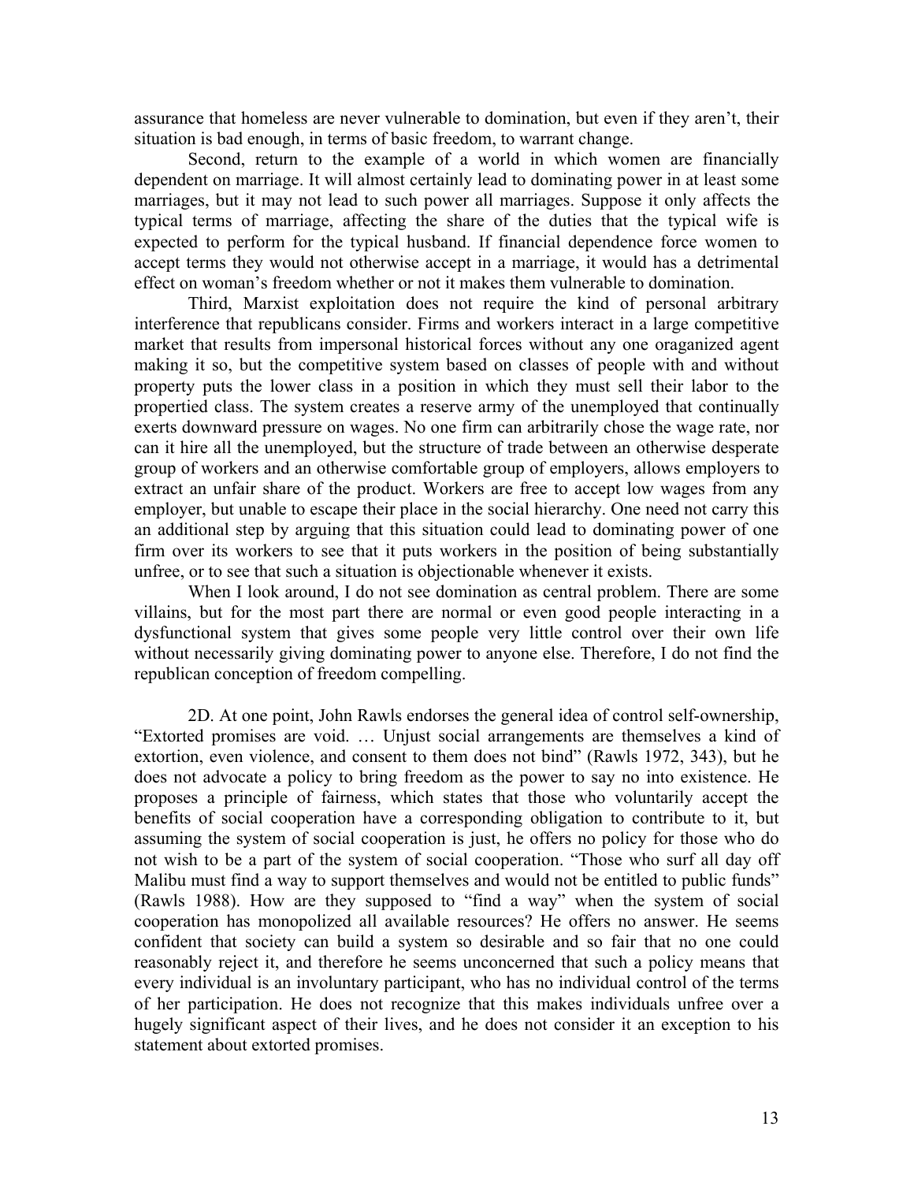assurance that homeless are never vulnerable to domination, but even if they aren't, their situation is bad enough, in terms of basic freedom, to warrant change.

Second, return to the example of a world in which women are financially dependent on marriage. It will almost certainly lead to dominating power in at least some marriages, but it may not lead to such power all marriages. Suppose it only affects the typical terms of marriage, affecting the share of the duties that the typical wife is expected to perform for the typical husband. If financial dependence force women to accept terms they would not otherwise accept in a marriage, it would has a detrimental effect on woman's freedom whether or not it makes them vulnerable to domination.

Third, Marxist exploitation does not require the kind of personal arbitrary interference that republicans consider. Firms and workers interact in a large competitive market that results from impersonal historical forces without any one oraganized agent making it so, but the competitive system based on classes of people with and without property puts the lower class in a position in which they must sell their labor to the propertied class. The system creates a reserve army of the unemployed that continually exerts downward pressure on wages. No one firm can arbitrarily chose the wage rate, nor can it hire all the unemployed, but the structure of trade between an otherwise desperate group of workers and an otherwise comfortable group of employers, allows employers to extract an unfair share of the product. Workers are free to accept low wages from any employer, but unable to escape their place in the social hierarchy. One need not carry this an additional step by arguing that this situation could lead to dominating power of one firm over its workers to see that it puts workers in the position of being substantially unfree, or to see that such a situation is objectionable whenever it exists.

When I look around, I do not see domination as central problem. There are some villains, but for the most part there are normal or even good people interacting in a dysfunctional system that gives some people very little control over their own life without necessarily giving dominating power to anyone else. Therefore, I do not find the republican conception of freedom compelling.

2D. At one point, John Rawls endorses the general idea of control self-ownership, "Extorted promises are void. … Unjust social arrangements are themselves a kind of extortion, even violence, and consent to them does not bind" (Rawls 1972, 343), but he does not advocate a policy to bring freedom as the power to say no into existence. He proposes a principle of fairness, which states that those who voluntarily accept the benefits of social cooperation have a corresponding obligation to contribute to it, but assuming the system of social cooperation is just, he offers no policy for those who do not wish to be a part of the system of social cooperation. "Those who surf all day off Malibu must find a way to support themselves and would not be entitled to public funds" (Rawls 1988). How are they supposed to "find a way" when the system of social cooperation has monopolized all available resources? He offers no answer. He seems confident that society can build a system so desirable and so fair that no one could reasonably reject it, and therefore he seems unconcerned that such a policy means that every individual is an involuntary participant, who has no individual control of the terms of her participation. He does not recognize that this makes individuals unfree over a hugely significant aspect of their lives, and he does not consider it an exception to his statement about extorted promises.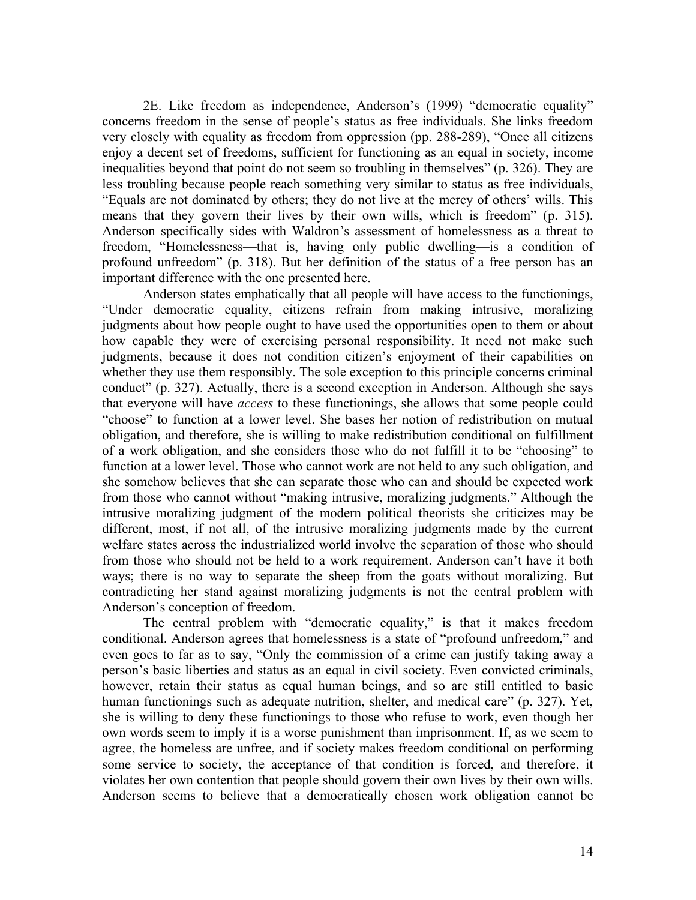2E. Like freedom as independence, Anderson's (1999) "democratic equality" concerns freedom in the sense of people's status as free individuals. She links freedom very closely with equality as freedom from oppression (pp. 288-289), "Once all citizens enjoy a decent set of freedoms, sufficient for functioning as an equal in society, income inequalities beyond that point do not seem so troubling in themselves" (p. 326). They are less troubling because people reach something very similar to status as free individuals, "Equals are not dominated by others; they do not live at the mercy of others' wills. This means that they govern their lives by their own wills, which is freedom" (p. 315). Anderson specifically sides with Waldron's assessment of homelessness as a threat to freedom, "Homelessness—that is, having only public dwelling—is a condition of profound unfreedom" (p. 318). But her definition of the status of a free person has an important difference with the one presented here.

Anderson states emphatically that all people will have access to the functionings, "Under democratic equality, citizens refrain from making intrusive, moralizing judgments about how people ought to have used the opportunities open to them or about how capable they were of exercising personal responsibility. It need not make such judgments, because it does not condition citizen's enjoyment of their capabilities on whether they use them responsibly. The sole exception to this principle concerns criminal conduct" (p. 327). Actually, there is a second exception in Anderson. Although she says that everyone will have *access* to these functionings, she allows that some people could "choose" to function at a lower level. She bases her notion of redistribution on mutual obligation, and therefore, she is willing to make redistribution conditional on fulfillment of a work obligation, and she considers those who do not fulfill it to be "choosing" to function at a lower level. Those who cannot work are not held to any such obligation, and she somehow believes that she can separate those who can and should be expected work from those who cannot without "making intrusive, moralizing judgments." Although the intrusive moralizing judgment of the modern political theorists she criticizes may be different, most, if not all, of the intrusive moralizing judgments made by the current welfare states across the industrialized world involve the separation of those who should from those who should not be held to a work requirement. Anderson can't have it both ways; there is no way to separate the sheep from the goats without moralizing. But contradicting her stand against moralizing judgments is not the central problem with Anderson's conception of freedom.

The central problem with "democratic equality," is that it makes freedom conditional. Anderson agrees that homelessness is a state of "profound unfreedom," and even goes to far as to say, "Only the commission of a crime can justify taking away a person's basic liberties and status as an equal in civil society. Even convicted criminals, however, retain their status as equal human beings, and so are still entitled to basic human functionings such as adequate nutrition, shelter, and medical care" (p. 327). Yet, she is willing to deny these functionings to those who refuse to work, even though her own words seem to imply it is a worse punishment than imprisonment. If, as we seem to agree, the homeless are unfree, and if society makes freedom conditional on performing some service to society, the acceptance of that condition is forced, and therefore, it violates her own contention that people should govern their own lives by their own wills. Anderson seems to believe that a democratically chosen work obligation cannot be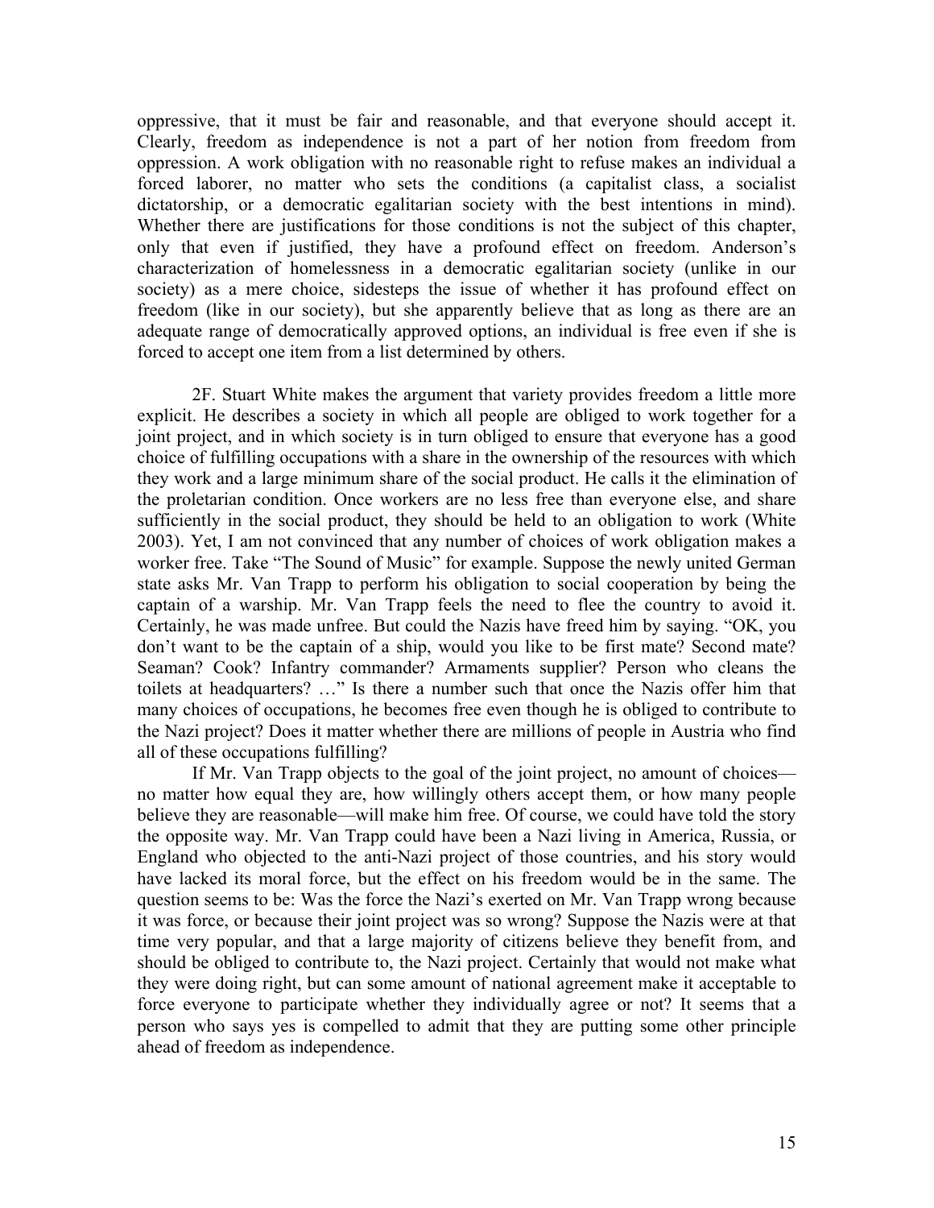oppressive, that it must be fair and reasonable, and that everyone should accept it. Clearly, freedom as independence is not a part of her notion from freedom from oppression. A work obligation with no reasonable right to refuse makes an individual a forced laborer, no matter who sets the conditions (a capitalist class, a socialist dictatorship, or a democratic egalitarian society with the best intentions in mind). Whether there are justifications for those conditions is not the subject of this chapter, only that even if justified, they have a profound effect on freedom. Anderson's characterization of homelessness in a democratic egalitarian society (unlike in our society) as a mere choice, sidesteps the issue of whether it has profound effect on freedom (like in our society), but she apparently believe that as long as there are an adequate range of democratically approved options, an individual is free even if she is forced to accept one item from a list determined by others.

2F. Stuart White makes the argument that variety provides freedom a little more explicit. He describes a society in which all people are obliged to work together for a joint project, and in which society is in turn obliged to ensure that everyone has a good choice of fulfilling occupations with a share in the ownership of the resources with which they work and a large minimum share of the social product. He calls it the elimination of the proletarian condition. Once workers are no less free than everyone else, and share sufficiently in the social product, they should be held to an obligation to work (White 2003). Yet, I am not convinced that any number of choices of work obligation makes a worker free. Take "The Sound of Music" for example. Suppose the newly united German state asks Mr. Van Trapp to perform his obligation to social cooperation by being the captain of a warship. Mr. Van Trapp feels the need to flee the country to avoid it. Certainly, he was made unfree. But could the Nazis have freed him by saying. "OK, you don't want to be the captain of a ship, would you like to be first mate? Second mate? Seaman? Cook? Infantry commander? Armaments supplier? Person who cleans the toilets at headquarters? …" Is there a number such that once the Nazis offer him that many choices of occupations, he becomes free even though he is obliged to contribute to the Nazi project? Does it matter whether there are millions of people in Austria who find all of these occupations fulfilling?

If Mr. Van Trapp objects to the goal of the joint project, no amount of choices—no matter how equal they are, how willingly others accept them, or how many people believe they are reasonable—will make him free. Of course, we could have told the story the opposite way. Mr. Van Trapp could have been a Nazi living in America, Russia, or England who objected to the anti-Nazi project of those countries, and his story would have lacked its moral force, but the effect on his freedom would be in the same. The question seems to be: Was the force the Nazi's exerted on Mr. Van Trapp wrong because it was force, or because their joint project was so wrong? Suppose the Nazis were at that time very popular, and that a large majority of citizens believe they benefit from, and should be obliged to contribute to, the Nazi project. Certainly that would not make what they were doing right, but can some amount of national agreement make it acceptable to force everyone to participate whether they individually agree or not? It seems that a person who says yes is compelled to admit that they are putting some other principle ahead of freedom as independence.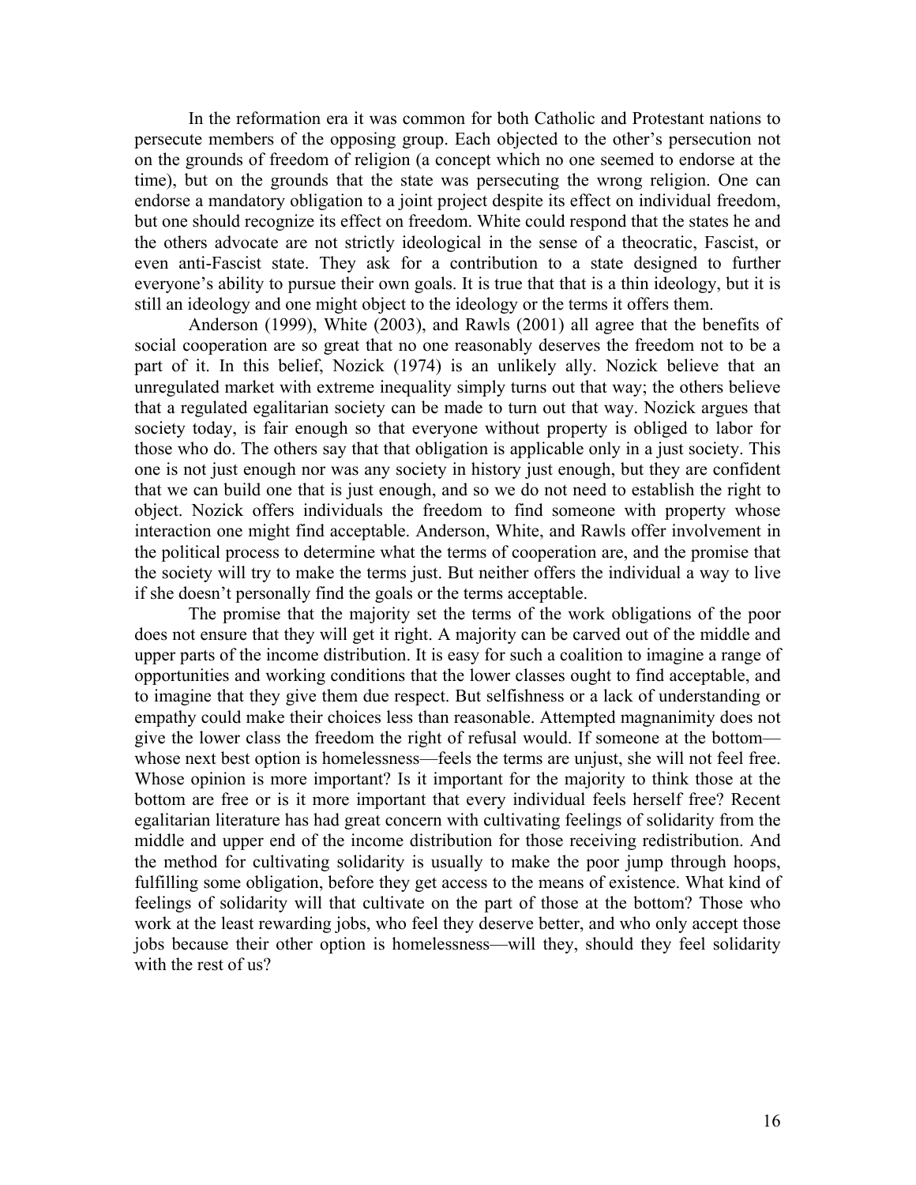In the reformation era it was common for both Catholic and Protestant nations to persecute members of the opposing group. Each objected to the other's persecution not on the grounds of freedom of religion (a concept which no one seemed to endorse at the time), but on the grounds that the state was persecuting the wrong religion. One can endorse a mandatory obligation to a joint project despite its effect on individual freedom, but one should recognize its effect on freedom. White could respond that the states he and the others advocate are not strictly ideological in the sense of a theocratic, Fascist, or even anti-Fascist state. They ask for a contribution to a state designed to further everyone's ability to pursue their own goals. It is true that that is a thin ideology, but it is still an ideology and one might object to the ideology or the terms it offers them.

Anderson (1999), White (2003), and Rawls (2001) all agree that the benefits of social cooperation are so great that no one reasonably deserves the freedom not to be a part of it. In this belief, Nozick (1974) is an unlikely ally. Nozick believe that an unregulated market with extreme inequality simply turns out that way; the others believe that a regulated egalitarian society can be made to turn out that way. Nozick argues that society today, is fair enough so that everyone without property is obliged to labor for those who do. The others say that that obligation is applicable only in a just society. This one is not just enough nor was any society in history just enough, but they are confident that we can build one that is just enough, and so we do not need to establish the right to object. Nozick offers individuals the freedom to find someone with property whose interaction one might find acceptable. Anderson, White, and Rawls offer involvement in the political process to determine what the terms of cooperation are, and the promise that the society will try to make the terms just. But neither offers the individual a way to live if she doesn't personally find the goals or the terms acceptable.

The promise that the majority set the terms of the work obligations of the poor does not ensure that they will get it right. A majority can be carved out of the middle and upper parts of the income distribution. It is easy for such a coalition to imagine a range of opportunities and working conditions that the lower classes ought to find acceptable, and to imagine that they give them due respect. But selfishness or a lack of understanding or empathy could make their choices less than reasonable. Attempted magnanimity does not give the lower class the freedom the right of refusal would. If someone at the bottom—whose next best option is homelessness—feels the terms are unjust, she will not feel free. Whose opinion is more important? Is it important for the majority to think those at the bottom are free or is it more important that every individual feels herself free? Recent egalitarian literature has had great concern with cultivating feelings of solidarity from the middle and upper end of the income distribution for those receiving redistribution. And the method for cultivating solidarity is usually to make the poor jump through hoops, fulfilling some obligation, before they get access to the means of existence. What kind of feelings of solidarity will that cultivate on the part of those at the bottom? Those who work at the least rewarding jobs, who feel they deserve better, and who only accept those jobs because their other option is homelessness—will they, should they feel solidarity with the rest of us?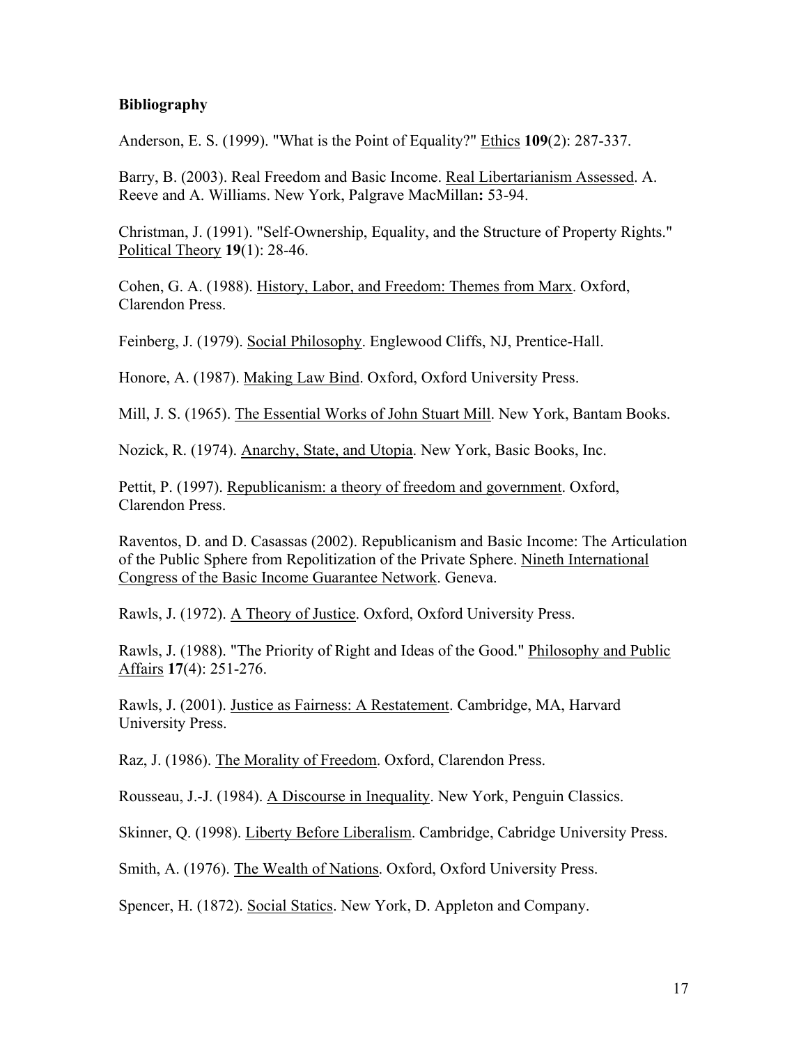## Bibliography

Anderson, E. S. (1999). "What is the Point of Equality?" Ethics **109**(2): 287-337.

Barry, B. (2003). Real Freedom and Basic Income. Real Libertarianism Assessed. A. Reeve and A. Williams. New York, Palgrave MacMillan**:** 53-94.

Christman, J. (1991). "Self-Ownership, Equality, and the Structure of Property Rights." Political Theory **19**(1): 28-46.

Cohen, G. A. (1988). History, Labor, and Freedom: Themes from Marx. Oxford, Clarendon Press.

Feinberg, J. (1979). Social Philosophy. Englewood Cliffs, NJ, Prentice-Hall.

Honore, A. (1987). Making Law Bind. Oxford, Oxford University Press.

Mill, J. S. (1965). The Essential Works of John Stuart Mill. New York, Bantam Books.

Nozick, R. (1974). Anarchy, State, and Utopia. New York, Basic Books, Inc.

Pettit, P. (1997). Republicanism: a theory of freedom and government. Oxford, Clarendon Press.

Raventos, D. and D. Casassas (2002). Republicanism and Basic Income: The Articulation of the Public Sphere from Repolitization of the Private Sphere. Nineth International Congress of the Basic Income Guarantee Network. Geneva.

Rawls, J. (1972). A Theory of Justice. Oxford, Oxford University Press.

Rawls, J. (1988). "The Priority of Right and Ideas of the Good." Philosophy and Public Affairs **17**(4): 251-276.

Rawls, J. (2001). Justice as Fairness: A Restatement. Cambridge, MA, Harvard University Press.

Raz, J. (1986). The Morality of Freedom. Oxford, Clarendon Press.

Rousseau, J.-J. (1984). A Discourse in Inequality. New York, Penguin Classics.

Skinner, Q. (1998). Liberty Before Liberalism. Cambridge, Cabridge University Press.

Smith, A. (1976). The Wealth of Nations. Oxford, Oxford University Press.

Spencer, H. (1872). Social Statics. New York, D. Appleton and Company.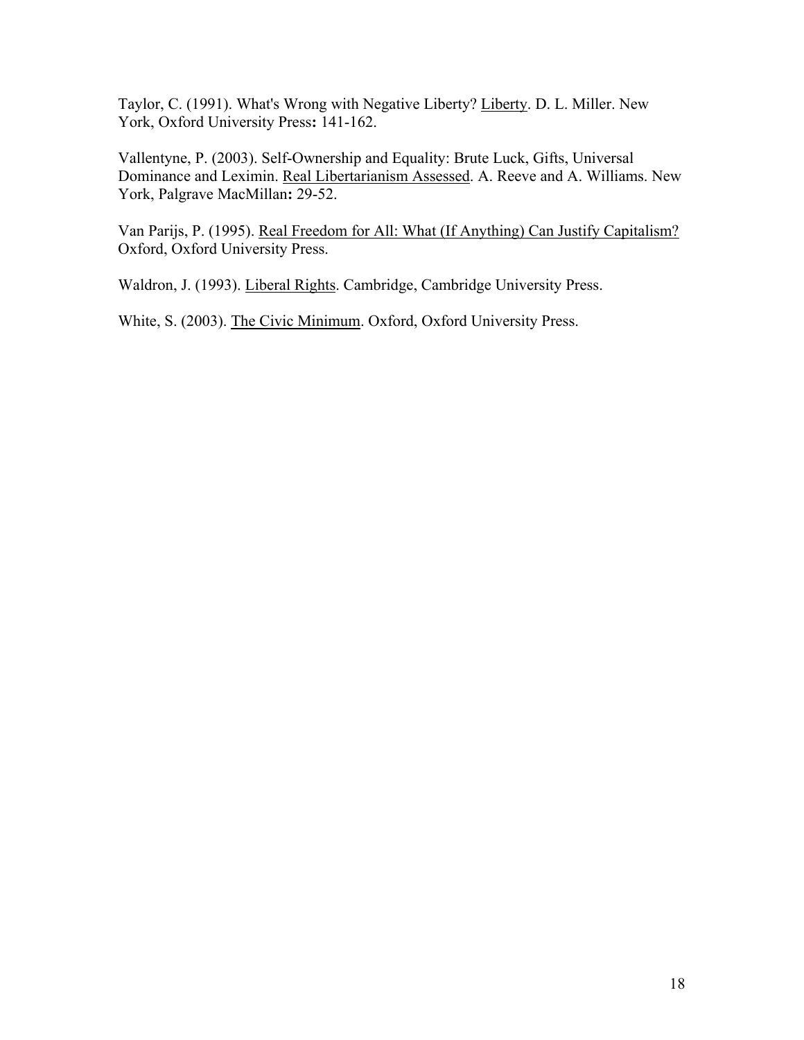Taylor, C. (1991). What's Wrong with Negative Liberty? Liberty. D. L. Miller. New York, Oxford University Press**:** 141-162.

Vallentyne, P. (2003). Self-Ownership and Equality: Brute Luck, Gifts, Universal Dominance and Leximin. Real Libertarianism Assessed. A. Reeve and A. Williams. New York, Palgrave MacMillan**:** 29-52.

Van Parijs, P. (1995). Real Freedom for All: What (If Anything) Can Justify Capitalism? Oxford, Oxford University Press.

Waldron, J. (1993). Liberal Rights. Cambridge, Cambridge University Press.

White, S. (2003). The Civic Minimum. Oxford, Oxford University Press.